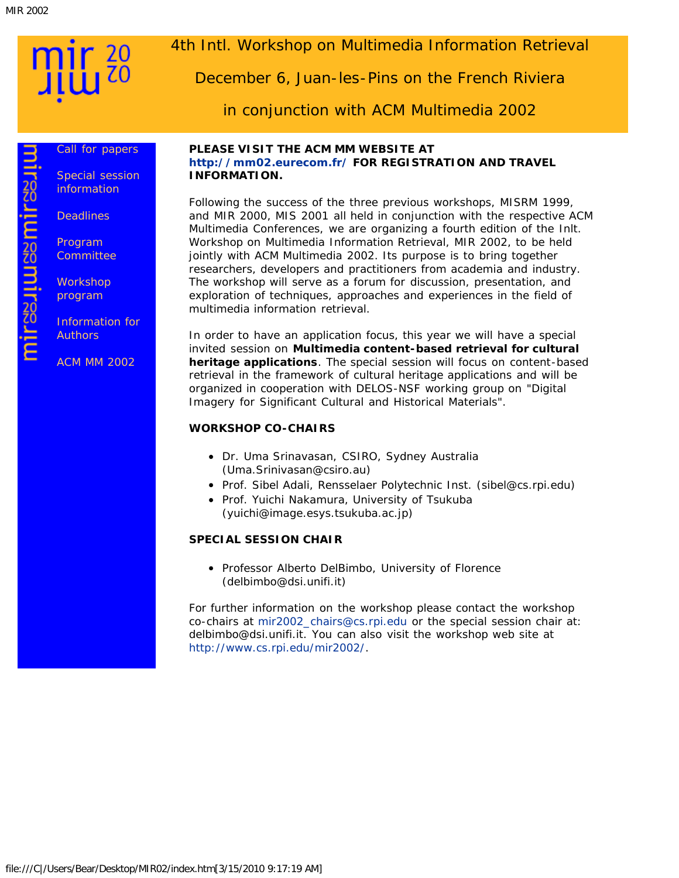# 4th Intl. Workshop on Multimedia Information Retrieval

## December 6, Juan-les-Pins on the French Riviera

## in conjunction with ACM Multimedia 2002

- Call for papers
- Special session information
- Deadlines
- Program Committee
- Workshop program
- Information for Authors
- ACM MM 2002

**PLEASE VISIT THE ACM MM WEBSITE AT http://mm02.eurecom.fr/ FOR REGISTRATION AND TRAVEL INFORMATION.**

Following the success of the three previous workshops, MISRM 1999, and MIR 2000, MIS 2001 all held in conjunction with the respective ACM Multimedia Conferences, we are organizing a fourth edition of the Inlt. Workshop on Multimedia Information Retrieval, MIR 2002, to be held jointly with ACM Multimedia 2002. Its purpose is to bring together researchers, developers and practitioners from academia and industry. The workshop will serve as a forum for discussion, presentation, and exploration of techniques, approaches and experiences in the field of multimedia information retrieval.

In order to have an application focus, this year we will have a special invited session on **Multimedia content-based retrieval for cultural heritage applications**. The special session will focus on content-based retrieval in the framework of cultural heritage applications and will be organized in cooperation with DELOS-NSF working group on "Digital Imagery for Significant Cultural and Historical Materials".

**WORKSHOP CO-CHAIRS**

- Dr. Uma Srinavasan, CSIRO, Sydney Australia (Uma.Srinivasan@csiro.au)
- Prof. Sibel Adali, Rensselaer Polytechnic Inst. (sibel@cs.rpi.edu)
- Prof. Yuichi Nakamura, University of Tsukuba (yuichi@image.esys.tsukuba.ac.jp)

**SPECIAL SESSION CHAIR**

- Professor Alberto DelBimbo, University of Florence (delbimbo@dsi.unifi.it)

For further information on the workshop please contact the workshop co-chairs at mir2002_chairs@cs.rpi.edu or the special session chair at: delbimbo@dsi.unifi.it. You can also visit the workshop web site at http://www.cs.rpi.edu/mir2002/.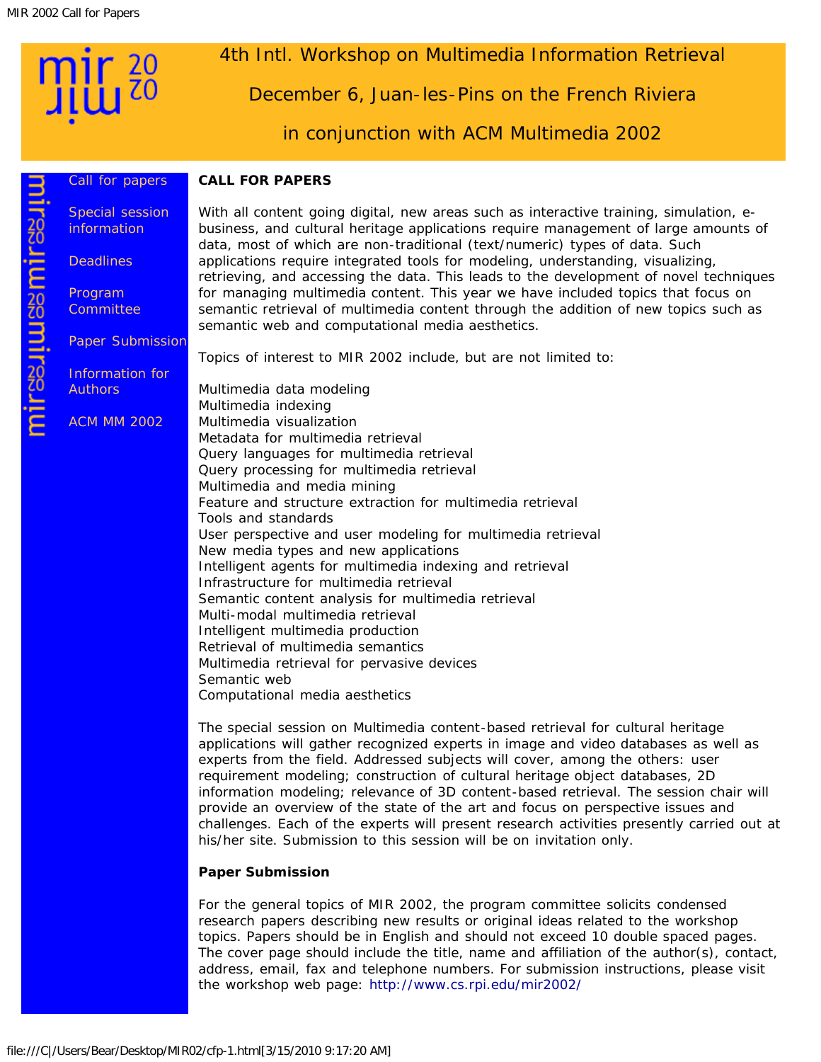# 4th Intl. Workshop on Multimedia Information Retrieval

December 6, Juan-les-Pins on the French Riviera

in conjunction with ACM Multimedia 2002

- Call for papers
- Special session information
- Deadlines
- Program Committee
- Paper Submission
- Information for Authors
- ACM MM 2002

**CALL FOR PAPERS**

With all content going digital, new areas such as interactive training, simulation, e-business, and cultural heritage applications require management of large amounts of data, most of which are non-traditional (text/numeric) types of data. Such applications require integrated tools for modeling, understanding, visualizing, retrieving, and accessing the data. This leads to the development of novel techniques for managing multimedia content. This year we have included topics that focus on semantic retrieval of multimedia content through the addition of new topics such as semantic web and computational media aesthetics.

Topics of interest to MIR 2002 include, but are not limited to:

Multimedia data modeling
Multimedia indexing
Multimedia visualization
Metadata for multimedia retrieval
Query languages for multimedia retrieval
Query processing for multimedia retrieval
Multimedia and media mining
Feature and structure extraction for multimedia retrieval
Tools and standards
User perspective and user modeling for multimedia retrieval
New media types and new applications
Intelligent agents for multimedia indexing and retrieval
Infrastructure for multimedia retrieval
Semantic content analysis for multimedia retrieval
Multi-modal multimedia retrieval
Intelligent multimedia production
Retrieval of multimedia semantics
Multimedia retrieval for pervasive devices
Semantic web
Computational media aesthetics

The special session on Multimedia content-based retrieval for cultural heritage applications will gather recognized experts in image and video databases as well as experts from the field. Addressed subjects will cover, among the others: user requirement modeling; construction of cultural heritage object databases, 2D information modeling; relevance of 3D content-based retrieval. The session chair will provide an overview of the state of the art and focus on perspective issues and challenges. Each of the experts will present research activities presently carried out at his/her site. Submission to this session will be on invitation only.

**Paper Submission**

For the general topics of MIR 2002, the program committee solicits condensed research papers describing new results or original ideas related to the workshop topics. Papers should be in English and should not exceed 10 double spaced pages. The cover page should include the title, name and affiliation of the author(s), contact, address, email, fax and telephone numbers. For submission instructions, please visit the workshop web page: http://www.cs.rpi.edu/mir2002/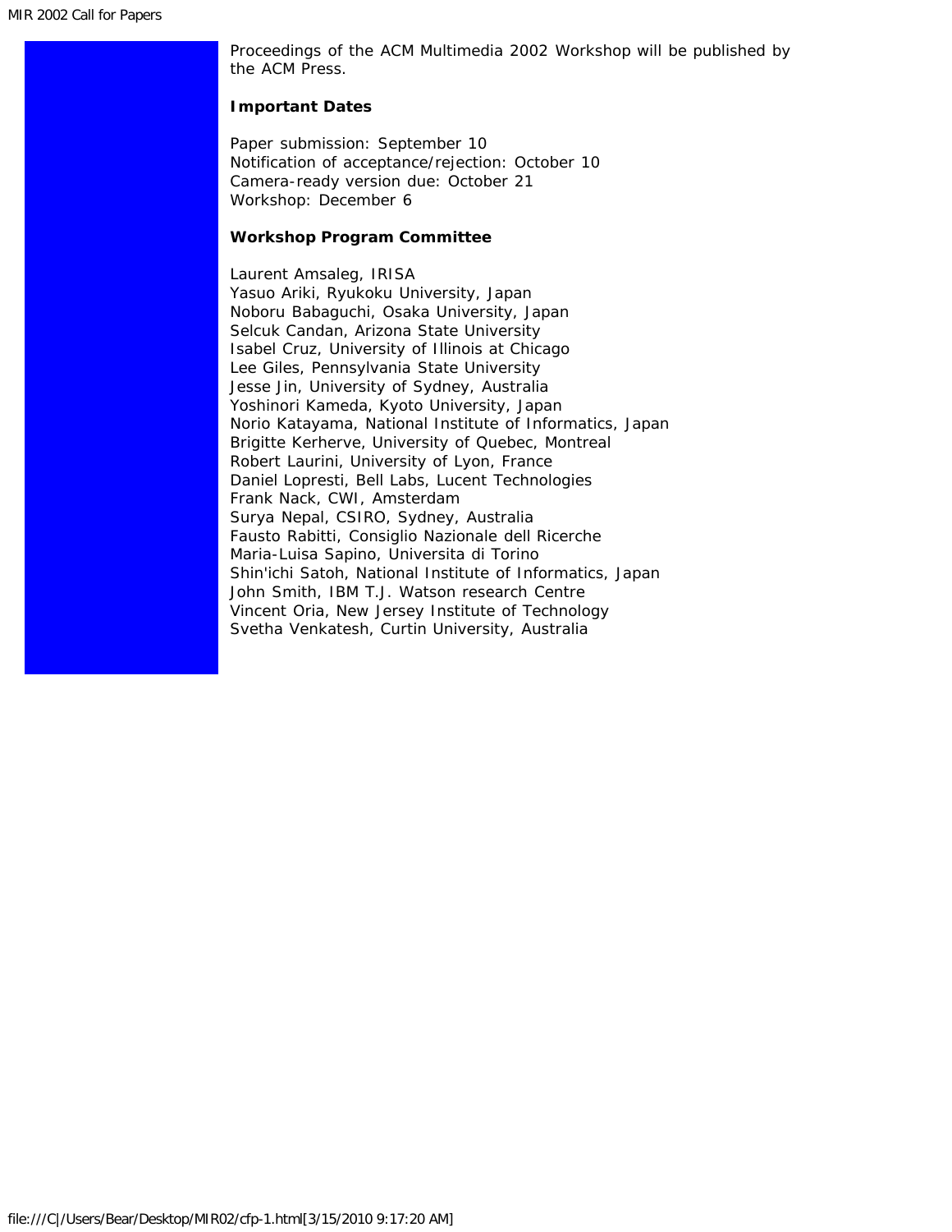Proceedings of the ACM Multimedia 2002 Workshop will be published by the ACM Press.

**Important Dates**

Paper submission: September 10
Notification of acceptance/rejection: October 10
Camera-ready version due: October 21
Workshop: December 6

**Workshop Program Committee**

Laurent Amsaleg, IRISA
Yasuo Ariki, Ryukoku University, Japan
Noboru Babaguchi, Osaka University, Japan
Selcuk Candan, Arizona State University
Isabel Cruz, University of Illinois at Chicago
Lee Giles, Pennsylvania State University
Jesse Jin, University of Sydney, Australia
Yoshinori Kameda, Kyoto University, Japan
Norio Katayama, National Institute of Informatics, Japan
Brigitte Kerherve, University of Quebec, Montreal
Robert Laurini, University of Lyon, France
Daniel Lopresti, Bell Labs, Lucent Technologies
Frank Nack, CWI, Amsterdam
Surya Nepal, CSIRO, Sydney, Australia
Fausto Rabitti, Consiglio Nazionale dell Ricerche
Maria-Luisa Sapino, Universita di Torino
Shin'ichi Satoh, National Institute of Informatics, Japan
John Smith, IBM T.J. Watson research Centre
Vincent Oria, New Jersey Institute of Technology
Svetha Venkatesh, Curtin University, Australia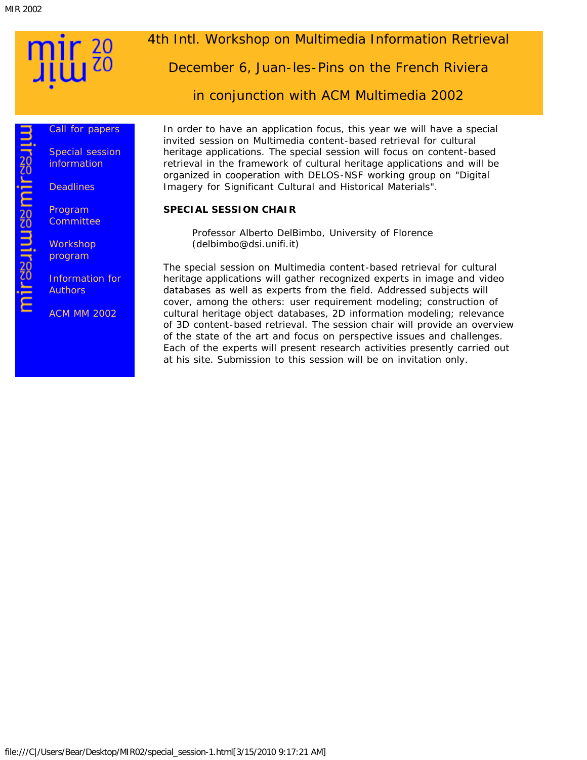# 4th Intl. Workshop on Multimedia Information Retrieval

December 6, Juan-les-Pins on the French Riviera

in conjunction with ACM Multimedia 2002

- Call for papers
- Special session information
- Deadlines
- Program Committee
- Workshop program
- Information for Authors
- ACM MM 2002

In order to have an application focus, this year we will have a special invited session on Multimedia content-based retrieval for cultural heritage applications. The special session will focus on content-based retrieval in the framework of cultural heritage applications and will be organized in cooperation with DELOS-NSF working group on "Digital Imagery for Significant Cultural and Historical Materials".

**SPECIAL SESSION CHAIR**

Professor Alberto DelBimbo, University of Florence (delbimbo@dsi.unifi.it)

The special session on Multimedia content-based retrieval for cultural heritage applications will gather recognized experts in image and video databases as well as experts from the field. Addressed subjects will cover, among the others: user requirement modeling; construction of cultural heritage object databases, 2D information modeling; relevance of 3D content-based retrieval. The session chair will provide an overview of the state of the art and focus on perspective issues and challenges. Each of the experts will present research activities presently carried out at his site. Submission to this session will be on invitation only.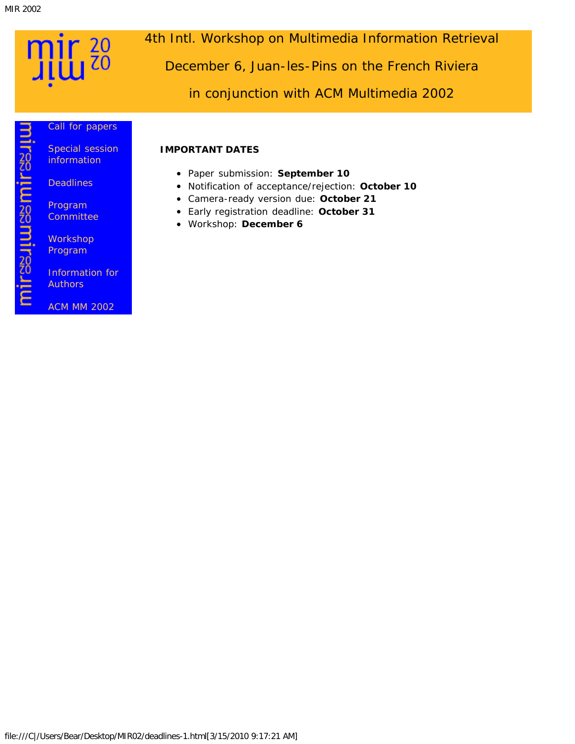4th Intl. Workshop on Multimedia Information Retrieval

December 6, Juan-les-Pins on the French Riviera

in conjunction with ACM Multimedia 2002

- Call for papers
- Special session information
- Deadlines
- Program Committee
- Workshop Program
- Information for Authors
- ACM MM 2002

**IMPORTANT DATES**

- Paper submission: **September 10**
- Notification of acceptance/rejection: **October 10**
- Camera-ready version due: **October 21**
- Early registration deadline: **October 31**
- Workshop: **December 6**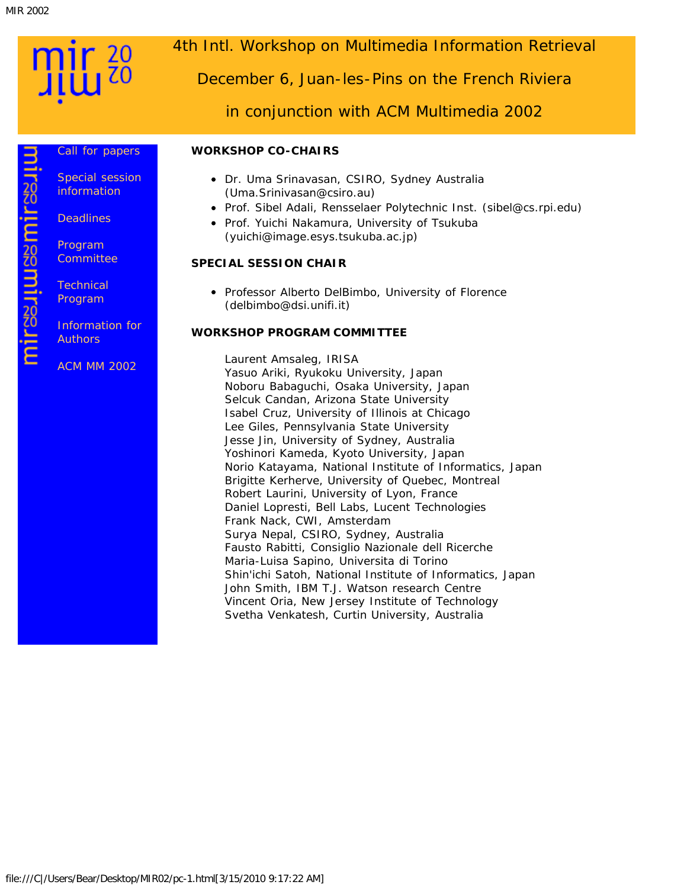# 4th Intl. Workshop on Multimedia Information Retrieval

December 6, Juan-les-Pins on the French Riviera

in conjunction with ACM Multimedia 2002

- Call for papers
- Special session information
- Deadlines
- Program Committee
- Technical Program
- Information for Authors
- ACM MM 2002

**WORKSHOP CO-CHAIRS**

- Dr. Uma Srinavasan, CSIRO, Sydney Australia (Uma.Srinivasan@csiro.au)
- Prof. Sibel Adali, Rensselaer Polytechnic Inst. (sibel@cs.rpi.edu)
- Prof. Yuichi Nakamura, University of Tsukuba (yuichi@image.esys.tsukuba.ac.jp)

**SPECIAL SESSION CHAIR**

- Professor Alberto DelBimbo, University of Florence (delbimbo@dsi.unifi.it)

**WORKSHOP PROGRAM COMMITTEE**

Laurent Amsaleg, IRISA  
Yasuo Ariki, Ryukoku University, Japan  
Noboru Babaguchi, Osaka University, Japan  
Selcuk Candan, Arizona State University  
Isabel Cruz, University of Illinois at Chicago  
Lee Giles, Pennsylvania State University  
Jesse Jin, University of Sydney, Australia  
Yoshinori Kameda, Kyoto University, Japan  
Norio Katayama, National Institute of Informatics, Japan  
Brigitte Kerherve, University of Quebec, Montreal  
Robert Laurini, University of Lyon, France  
Daniel Lopresti, Bell Labs, Lucent Technologies  
Frank Nack, CWI, Amsterdam  
Surya Nepal, CSIRO, Sydney, Australia  
Fausto Rabitti, Consiglio Nazionale dell Ricerche  
Maria-Luisa Sapino, Universita di Torino  
Shin'ichi Satoh, National Institute of Informatics, Japan  
John Smith, IBM T.J. Watson research Centre  
Vincent Oria, New Jersey Institute of Technology  
Svetha Venkatesh, Curtin University, Australia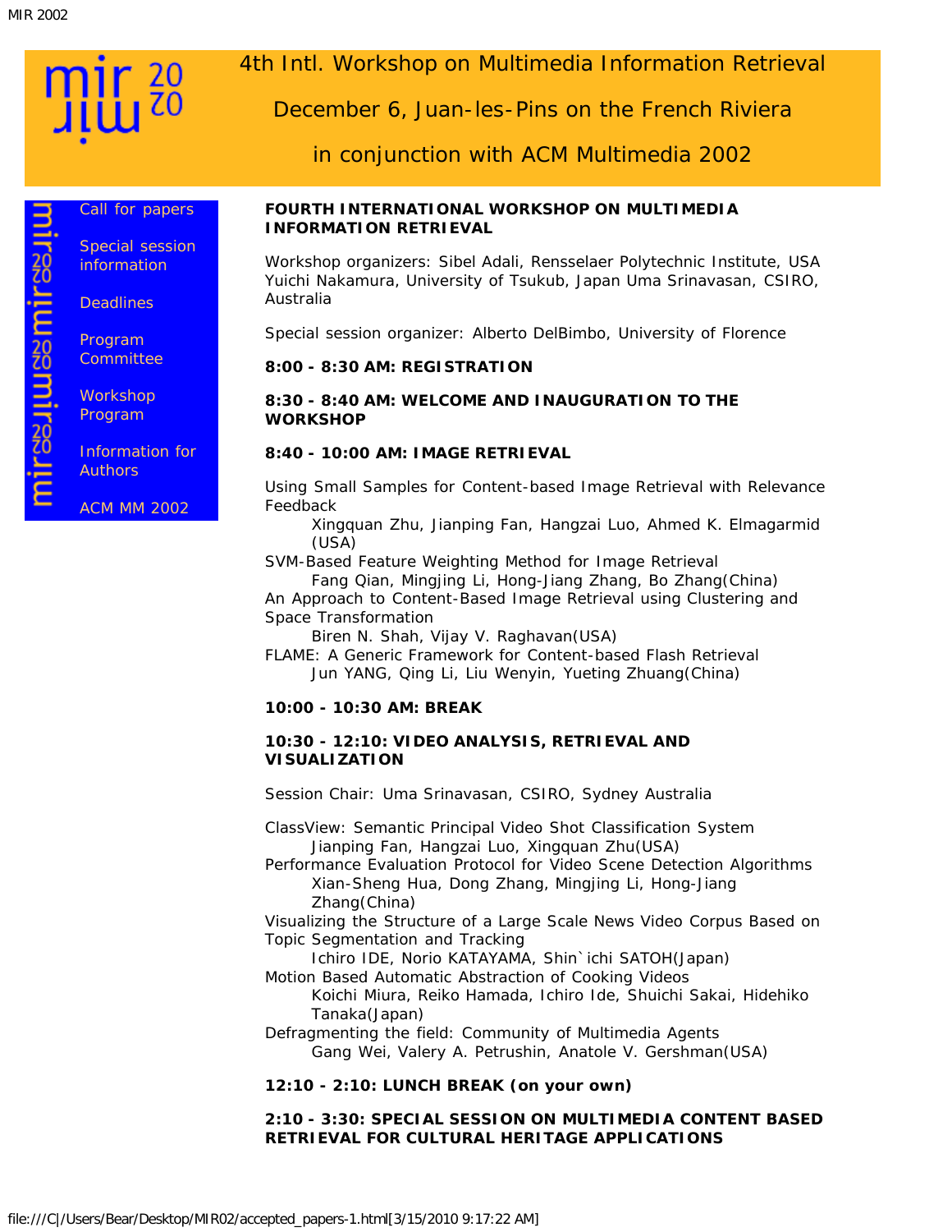4th Intl. Workshop on Multimedia Information Retrieval

December 6, Juan-les-Pins on the French Riviera

in conjunction with ACM Multimedia 2002

- Call for papers
- Special session information
- Deadlines
- Program Committee
- Workshop Program
- Information for Authors
- ACM MM 2002

**FOURTH INTERNATIONAL WORKSHOP ON MULTIMEDIA INFORMATION RETRIEVAL**

Workshop organizers: Sibel Adali, Rensselaer Polytechnic Institute, USA Yuichi Nakamura, University of Tsukub, Japan Uma Srinavasan, CSIRO, Australia

Special session organizer: Alberto DelBimbo, University of Florence

**8:00 - 8:30 AM: REGISTRATION**

**8:30 - 8:40 AM: WELCOME AND INAUGURATION TO THE WORKSHOP**

**8:40 - 10:00 AM: IMAGE RETRIEVAL**

Using Small Samples for Content-based Image Retrieval with Relevance Feedback
  Xingquan Zhu, Jianping Fan, Hangzai Luo, Ahmed K. Elmagarmid (USA)
SVM-Based Feature Weighting Method for Image Retrieval
  Fang Qian, Mingjing Li, Hong-Jiang Zhang, Bo Zhang(China)
An Approach to Content-Based Image Retrieval using Clustering and Space Transformation
  Biren N. Shah, Vijay V. Raghavan(USA)
FLAME: A Generic Framework for Content-based Flash Retrieval
  Jun YANG, Qing Li, Liu Wenyin, Yueting Zhuang(China)

**10:00 - 10:30 AM: BREAK**

**10:30 - 12:10: VIDEO ANALYSIS, RETRIEVAL AND VISUALIZATION**

Session Chair: Uma Srinavasan, CSIRO, Sydney Australia

ClassView: Semantic Principal Video Shot Classification System
  Jianping Fan, Hangzai Luo, Xingquan Zhu(USA)
Performance Evaluation Protocol for Video Scene Detection Algorithms
  Xian-Sheng Hua, Dong Zhang, Mingjing Li, Hong-Jiang Zhang(China)
Visualizing the Structure of a Large Scale News Video Corpus Based on Topic Segmentation and Tracking
  Ichiro IDE, Norio KATAYAMA, Shin`ichi SATOH(Japan)
Motion Based Automatic Abstraction of Cooking Videos
  Koichi Miura, Reiko Hamada, Ichiro Ide, Shuichi Sakai, Hidehiko Tanaka(Japan)
Defragmenting the field: Community of Multimedia Agents
  Gang Wei, Valery A. Petrushin, Anatole V. Gershman(USA)

**12:10 - 2:10: LUNCH BREAK (on your own)**

**2:10 - 3:30: SPECIAL SESSION ON MULTIMEDIA CONTENT BASED RETRIEVAL FOR CULTURAL HERITAGE APPLICATIONS**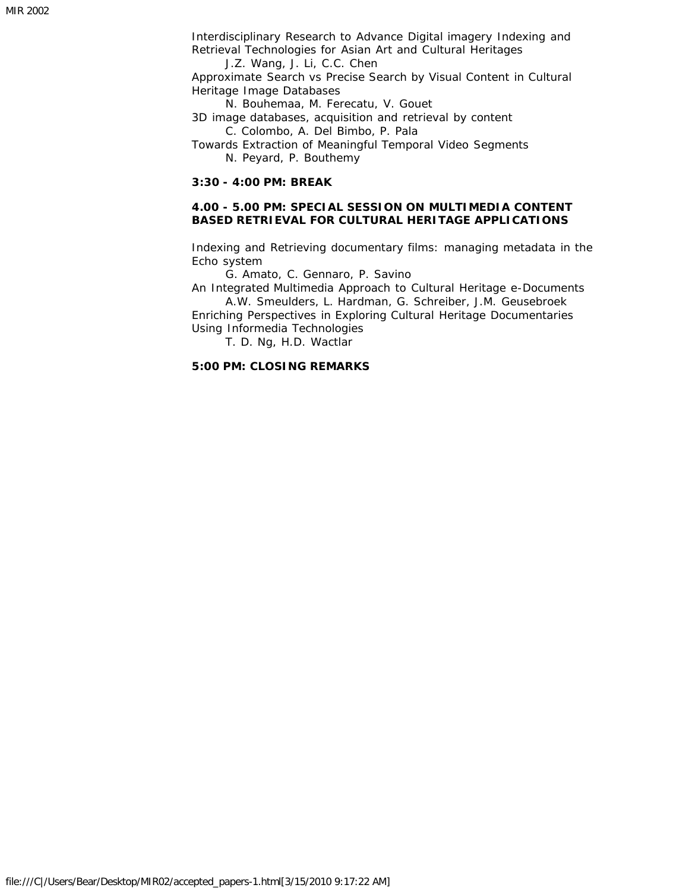Interdisciplinary Research to Advance Digital imagery Indexing and Retrieval Technologies for Asian Art and Cultural Heritages
J.Z. Wang, J. Li, C.C. Chen

Approximate Search vs Precise Search by Visual Content in Cultural Heritage Image Databases
N. Bouhemaa, M. Ferecatu, V. Gouet

3D image databases, acquisition and retrieval by content
C. Colombo, A. Del Bimbo, P. Pala

Towards Extraction of Meaningful Temporal Video Segments
N. Peyard, P. Bouthemy

**3:30 - 4:00 PM: BREAK**

**4.00 - 5.00 PM: SPECIAL SESSION ON MULTIMEDIA CONTENT BASED RETRIEVAL FOR CULTURAL HERITAGE APPLICATIONS**

Indexing and Retrieving documentary films: managing metadata in the Echo system
G. Amato, C. Gennaro, P. Savino

An Integrated Multimedia Approach to Cultural Heritage e-Documents
A.W. Smeulders, L. Hardman, G. Schreiber, J.M. Geusebroek

Enriching Perspectives in Exploring Cultural Heritage Documentaries Using Informedia Technologies
T. D. Ng, H.D. Wactlar

**5:00 PM: CLOSING REMARKS**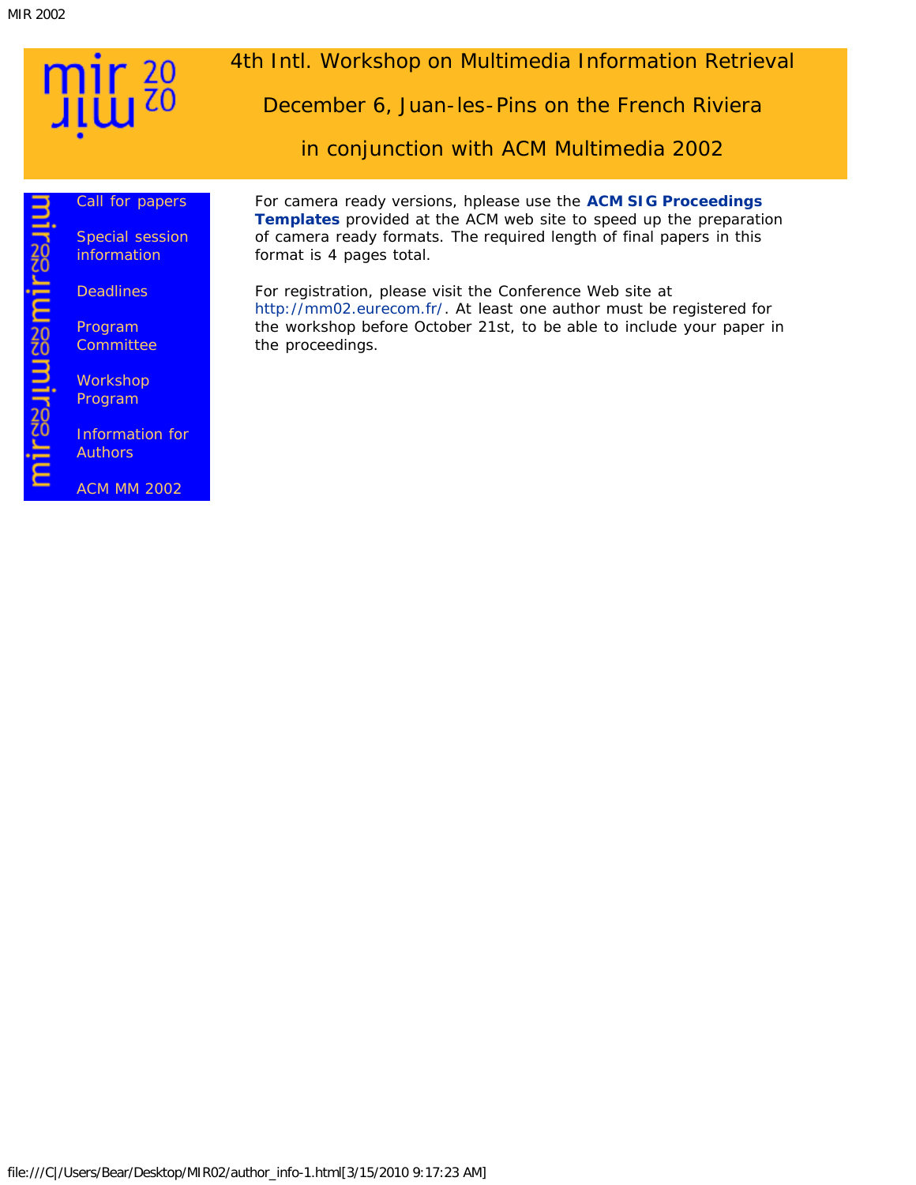4th Intl. Workshop on Multimedia Information Retrieval

December 6, Juan-les-Pins on the French Riviera

in conjunction with ACM Multimedia 2002

- Call for papers
- Special session information
- Deadlines
- Program Committee
- Workshop Program
- Information for Authors
- ACM MM 2002

For camera ready versions, hplease use the **ACM SIG Proceedings Templates** provided at the ACM web site to speed up the preparation of camera ready formats. The required length of final papers in this format is 4 pages total.

For registration, please visit the Conference Web site at http://mm02.eurecom.fr/. At least one author must be registered for the workshop before October 21st, to be able to include your paper in the proceedings.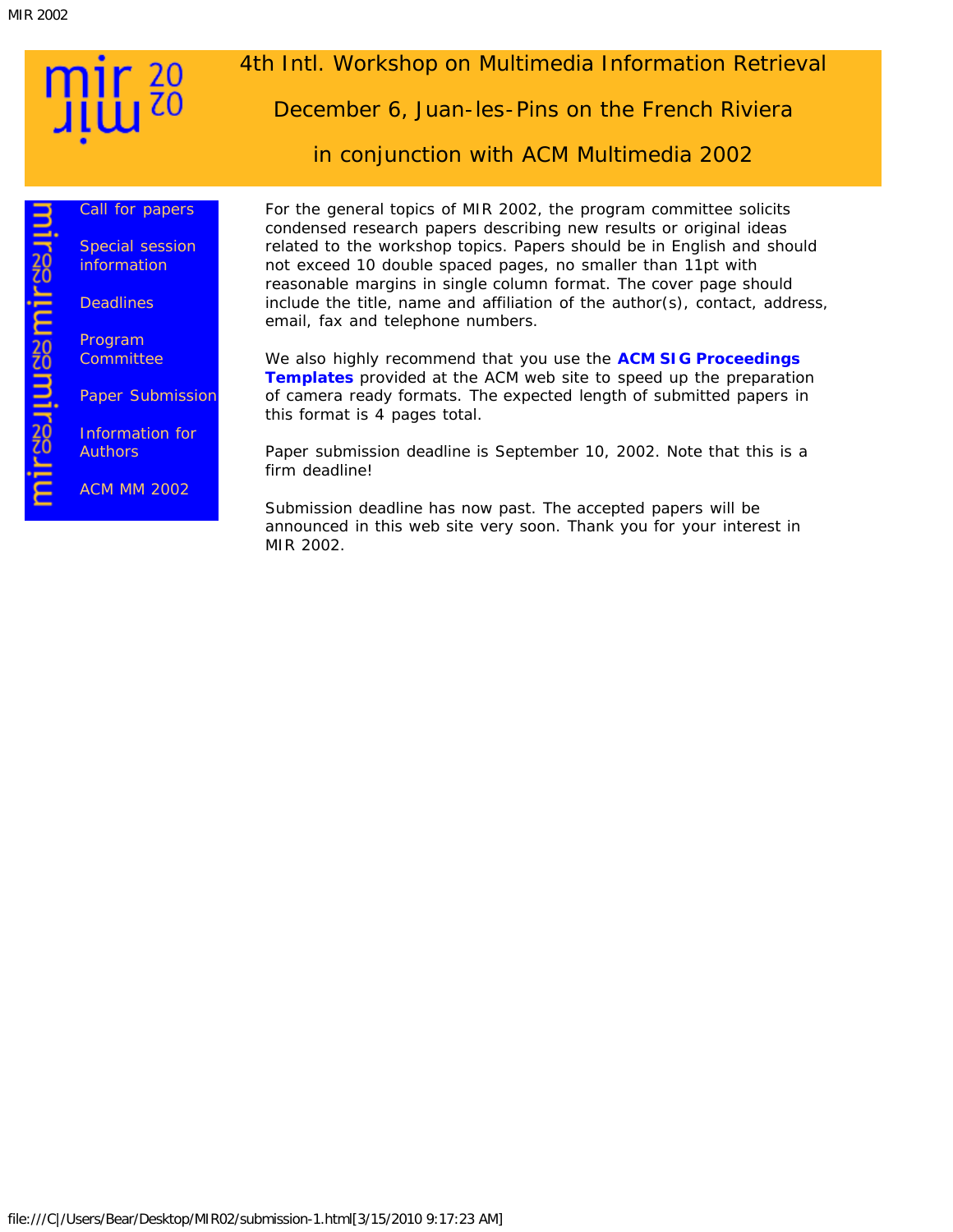4th Intl. Workshop on Multimedia Information Retrieval

December 6, Juan-les-Pins on the French Riviera

in conjunction with ACM Multimedia 2002

- Call for papers
- Special session information
- Deadlines
- Program Committee
- Paper Submission
- Information for Authors
- ACM MM 2002

For the general topics of MIR 2002, the program committee solicits condensed research papers describing new results or original ideas related to the workshop topics. Papers should be in English and should not exceed 10 double spaced pages, no smaller than 11pt with reasonable margins in single column format. The cover page should include the title, name and affiliation of the author(s), contact, address, email, fax and telephone numbers.

We also highly recommend that you use the **ACM SIG Proceedings Templates** provided at the ACM web site to speed up the preparation of camera ready formats. The expected length of submitted papers in this format is 4 pages total.

Paper submission deadline is September 10, 2002. Note that this is a firm deadline!

Submission deadline has now past. The accepted papers will be announced in this web site very soon. Thank you for your interest in MIR 2002.